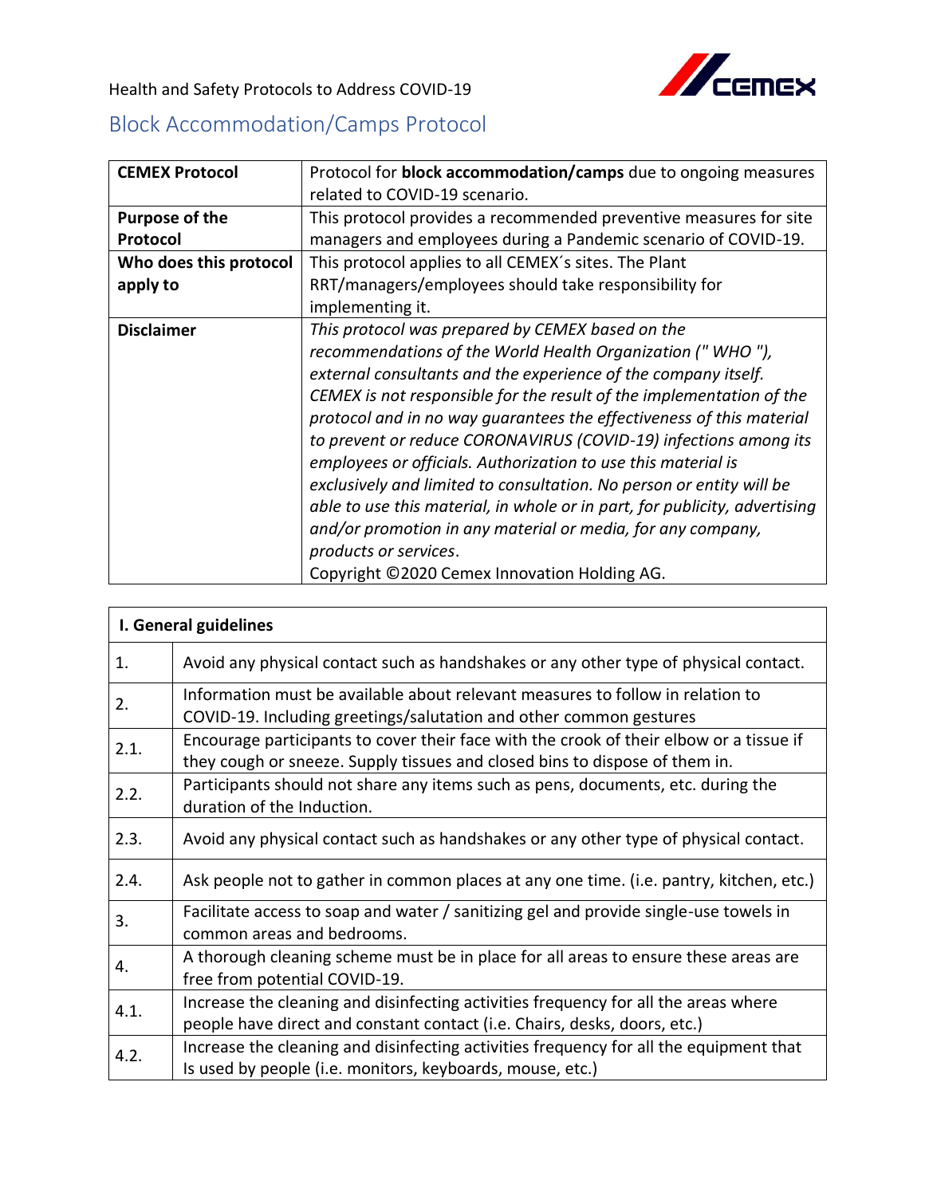Health and Safety Protocols to Address COVID-19

# Block Accommodation/Camps Protocol

| **CEMEX Protocol** | Protocol for **block accommodation/camps** due to ongoing measures related to COVID-19 scenario. |
|---|---|
| **Purpose of the Protocol** | This protocol provides a recommended preventive measures for site managers and employees during a Pandemic scenario of COVID-19. |
| **Who does this protocol apply to** | This protocol applies to all CEMEX´s sites. The Plant RRT/managers/employees should take responsibility for implementing it. |
| **Disclaimer** | *This protocol was prepared by CEMEX based on the recommendations of the World Health Organization (" WHO "), external consultants and the experience of the company itself. CEMEX is not responsible for the result of the implementation of the protocol and in no way guarantees the effectiveness of this material to prevent or reduce CORONAVIRUS (COVID-19) infections among its employees or officials. Authorization to use this material is exclusively and limited to consultation. No person or entity will be able to use this material, in whole or in part, for publicity, advertising and/or promotion in any material or media, for any company, products or services*. Copyright ©2020 Cemex Innovation Holding AG. |

| **I. General guidelines** | |
|---|---|
| 1. | Avoid any physical contact such as handshakes or any other type of physical contact. |
| 2. | Information must be available about relevant measures to follow in relation to COVID-19. Including greetings/salutation and other common gestures |
| 2.1. | Encourage participants to cover their face with the crook of their elbow or a tissue if they cough or sneeze. Supply tissues and closed bins to dispose of them in. |
| 2.2. | Participants should not share any items such as pens, documents, etc. during the duration of the Induction. |
| 2.3. | Avoid any physical contact such as handshakes or any other type of physical contact. |
| 2.4. | Ask people not to gather in common places at any one time. (i.e. pantry, kitchen, etc.) |
| 3. | Facilitate access to soap and water / sanitizing gel and provide single-use towels in common areas and bedrooms. |
| 4. | A thorough cleaning scheme must be in place for all areas to ensure these areas are free from potential COVID-19. |
| 4.1. | Increase the cleaning and disinfecting activities frequency for all the areas where people have direct and constant contact (i.e. Chairs, desks, doors, etc.) |
| 4.2. | Increase the cleaning and disinfecting activities frequency for all the equipment that Is used by people (i.e. monitors, keyboards, mouse, etc.) |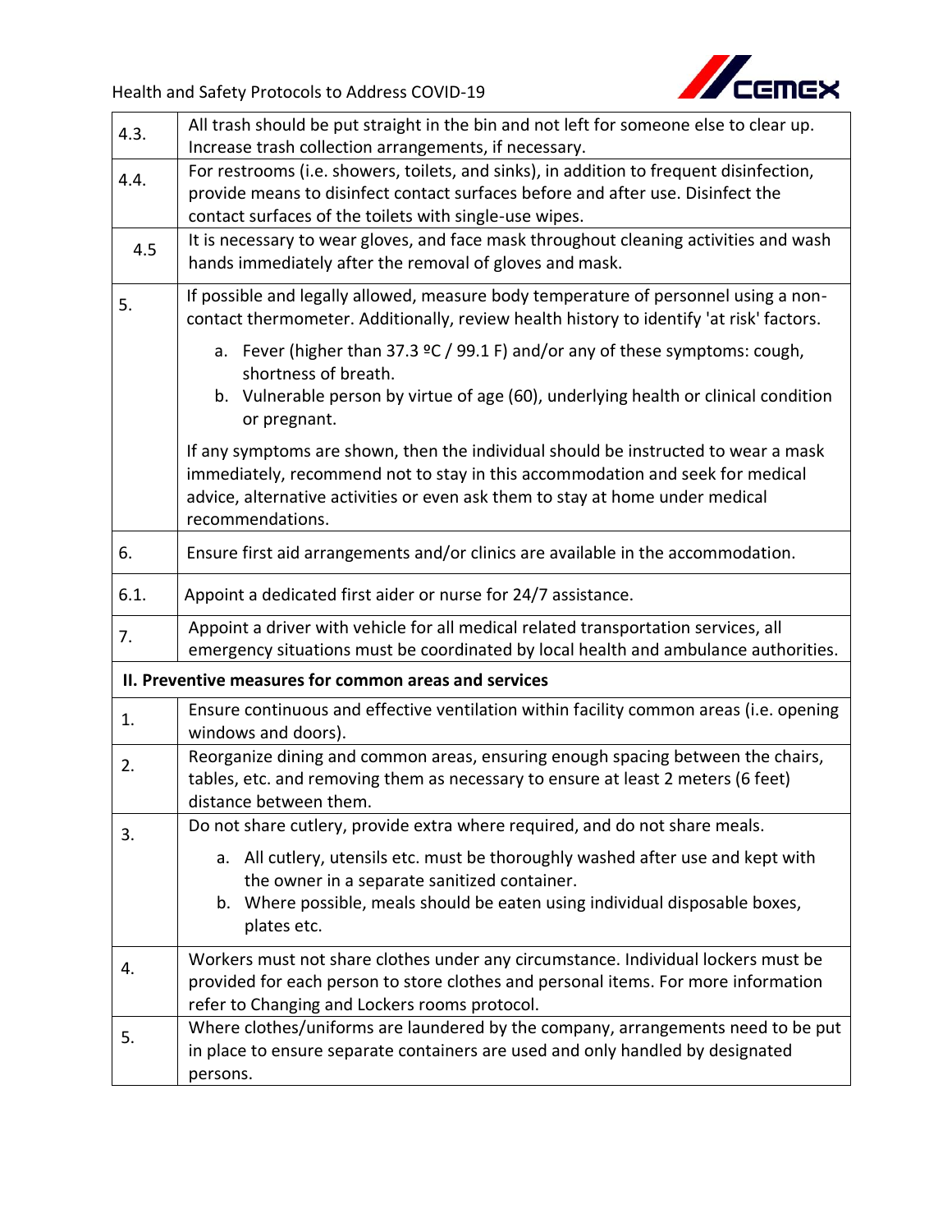| | |
|---|---|
| 4.3. | All trash should be put straight in the bin and not left for someone else to clear up. Increase trash collection arrangements, if necessary. |
| 4.4. | For restrooms (i.e. showers, toilets, and sinks), in addition to frequent disinfection, provide means to disinfect contact surfaces before and after use. Disinfect the contact surfaces of the toilets with single-use wipes. |
| 4.5 | It is necessary to wear gloves, and face mask throughout cleaning activities and wash hands immediately after the removal of gloves and mask. |
| 5. | If possible and legally allowed, measure body temperature of personnel using a non-contact thermometer. Additionally, review health history to identify 'at risk' factors.<br>a. Fever (higher than 37.3 ºC / 99.1 F) and/or any of these symptoms: cough, shortness of breath.<br>b. Vulnerable person by virtue of age (60), underlying health or clinical condition or pregnant.<br>If any symptoms are shown, then the individual should be instructed to wear a mask immediately, recommend not to stay in this accommodation and seek for medical advice, alternative activities or even ask them to stay at home under medical recommendations. |
| 6. | Ensure first aid arrangements and/or clinics are available in the accommodation. |
| 6.1. | Appoint a dedicated first aider or nurse for 24/7 assistance. |
| 7. | Appoint a driver with vehicle for all medical related transportation services, all emergency situations must be coordinated by local health and ambulance authorities. |
| **II. Preventive measures for common areas and services** | |
| 1. | Ensure continuous and effective ventilation within facility common areas (i.e. opening windows and doors). |
| 2. | Reorganize dining and common areas, ensuring enough spacing between the chairs, tables, etc. and removing them as necessary to ensure at least 2 meters (6 feet) distance between them. |
| 3. | Do not share cutlery, provide extra where required, and do not share meals.<br>a. All cutlery, utensils etc. must be thoroughly washed after use and kept with the owner in a separate sanitized container.<br>b. Where possible, meals should be eaten using individual disposable boxes, plates etc. |
| 4. | Workers must not share clothes under any circumstance. Individual lockers must be provided for each person to store clothes and personal items. For more information refer to Changing and Lockers rooms protocol. |
| 5. | Where clothes/uniforms are laundered by the company, arrangements need to be put in place to ensure separate containers are used and only handled by designated persons. |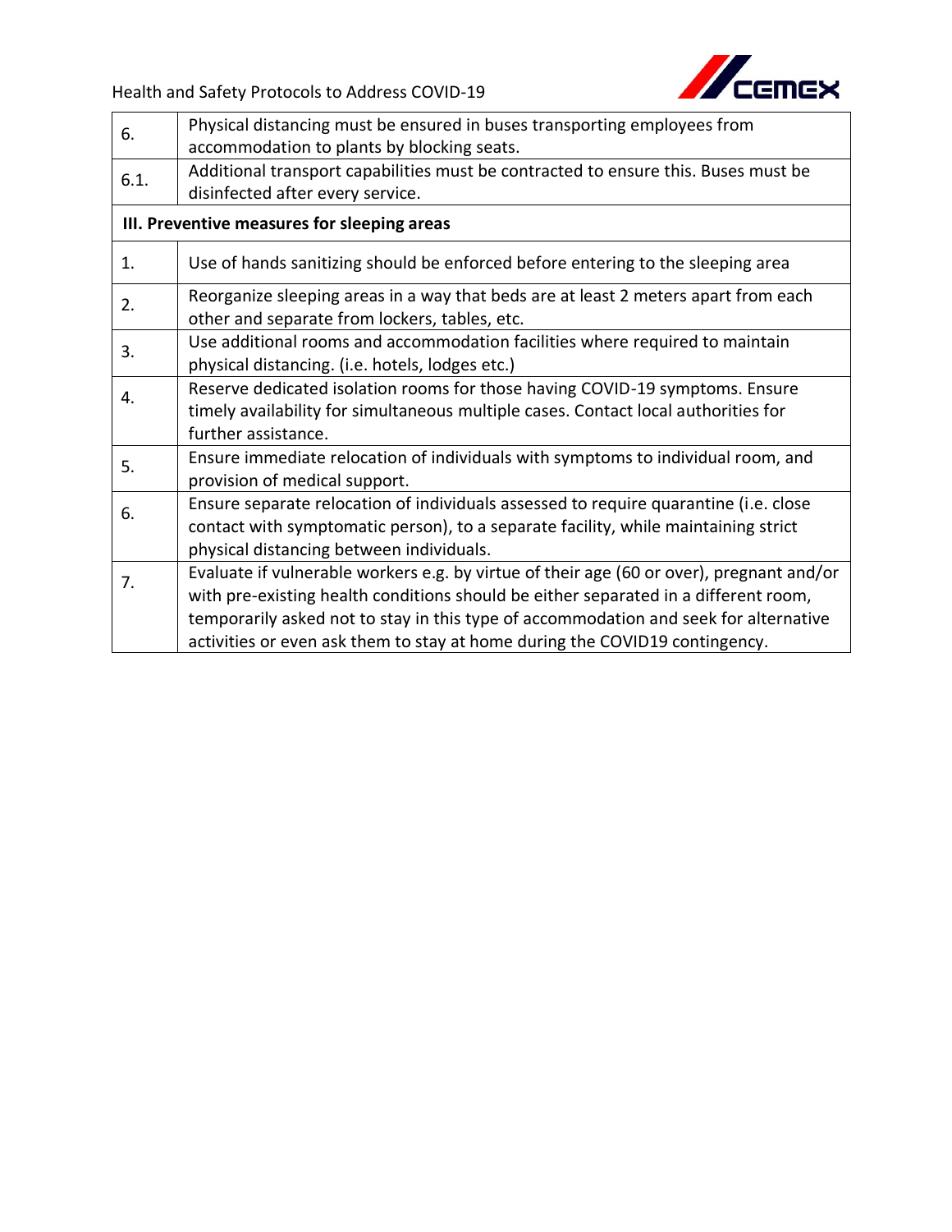| | |
|---|---|
| 6. | Physical distancing must be ensured in buses transporting employees from accommodation to plants by blocking seats. |
| 6.1. | Additional transport capabilities must be contracted to ensure this. Buses must be disinfected after every service. |
| **III. Preventive measures for sleeping areas** | |
| 1. | Use of hands sanitizing should be enforced before entering to the sleeping area |
| 2. | Reorganize sleeping areas in a way that beds are at least 2 meters apart from each other and separate from lockers, tables, etc. |
| 3. | Use additional rooms and accommodation facilities where required to maintain physical distancing. (i.e. hotels, lodges etc.) |
| 4. | Reserve dedicated isolation rooms for those having COVID-19 symptoms. Ensure timely availability for simultaneous multiple cases. Contact local authorities for further assistance. |
| 5. | Ensure immediate relocation of individuals with symptoms to individual room, and provision of medical support. |
| 6. | Ensure separate relocation of individuals assessed to require quarantine (i.e. close contact with symptomatic person), to a separate facility, while maintaining strict physical distancing between individuals. |
| 7. | Evaluate if vulnerable workers e.g. by virtue of their age (60 or over), pregnant and/or with pre-existing health conditions should be either separated in a different room, temporarily asked not to stay in this type of accommodation and seek for alternative activities or even ask them to stay at home during the COVID19 contingency. |